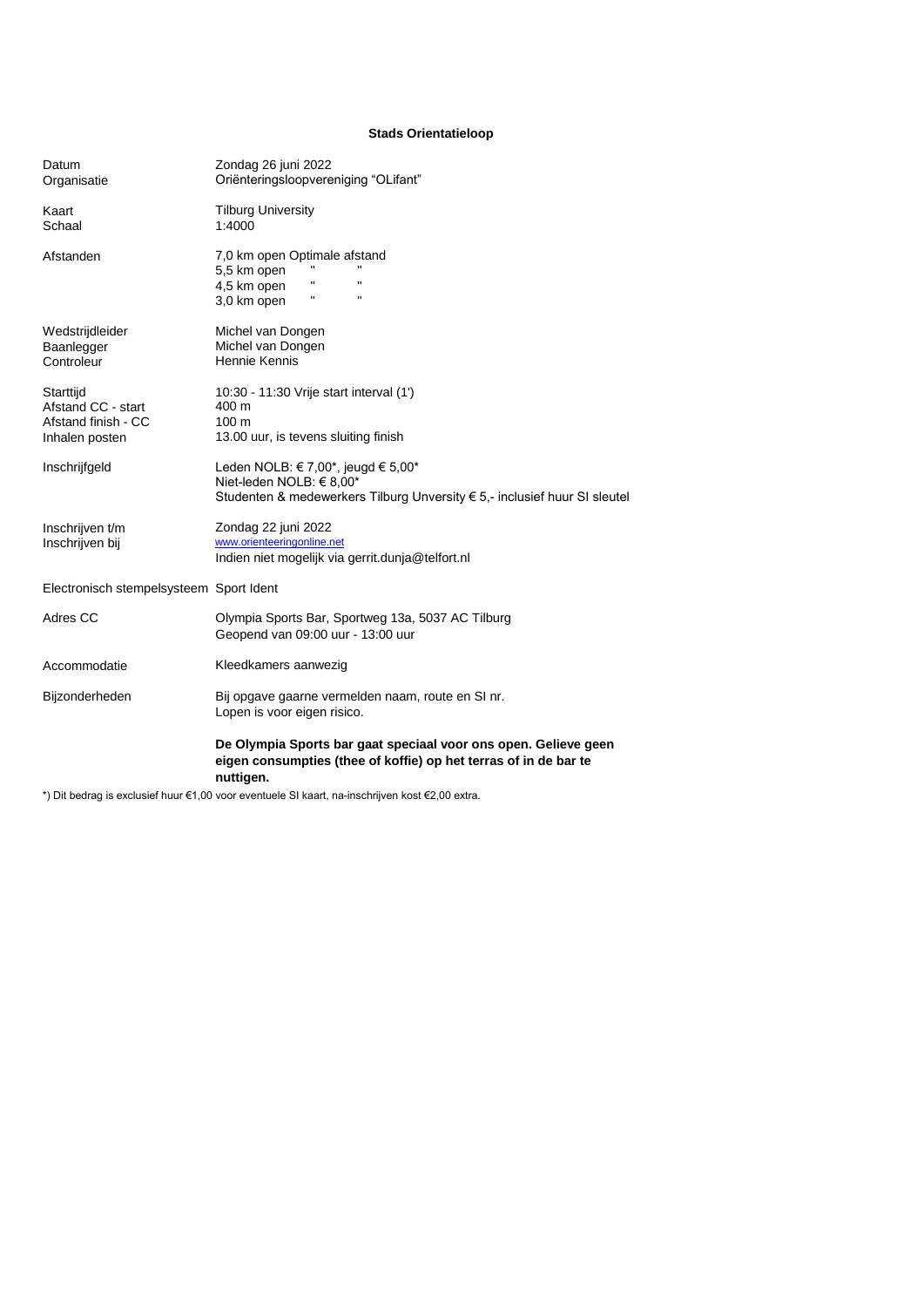**Stads Orientatieloop**

| | |
|---|---|
| Datum | Zondag 26 juni 2022 |
| Organisatie | Oriënteringsloopvereniging "OLifant" |
| | |
| Kaart | Tilburg University |
| Schaal | 1:4000 |
| | |
| Afstanden | 7,0 km open Optimale afstand |
| | 5,5 km open " " |
| | 4,5 km open " " |
| | 3,0 km open " " |
| | |
| Wedstrijdleider | Michel van Dongen |
| Baanlegger | Michel van Dongen |
| Controleur | Hennie Kennis |
| | |
| Starttijd | 10:30 - 11:30 Vrije start interval (1') |
| Afstand CC - start | 400 m |
| Afstand finish - CC | 100 m |
| Inhalen posten | 13.00 uur, is tevens sluiting finish |
| | |
| Inschrijfgeld | Leden NOLB: € 7,00*, jeugd € 5,00* |
| | Niet-leden NOLB: € 8,00* |
| | Studenten & medewerkers Tilburg Unversity € 5,- inclusief huur SI sleutel |
| | |
| Inschrijven t/m | Zondag 22 juni 2022 |
| Inschrijven bij | www.orienteeringonline.net |
| | Indien niet mogelijk via gerrit.dunja@telfort.nl |
| | |
| Electronisch stempelsysteem | Sport Ident |
| | |
| Adres CC | Olympia Sports Bar, Sportweg 13a, 5037 AC Tilburg |
| | Geopend van 09:00 uur - 13:00 uur |
| | |
| Accommodatie | Kleedkamers aanwezig |
| | |
| Bijzonderheden | Bij opgave gaarne vermelden naam, route en SI nr. |
| | Lopen is voor eigen risico. |
| | |
| | **De Olympia Sports bar gaat speciaal voor ons open. Gelieve geen eigen consumpties (thee of koffie) op het terras of in de bar te nuttigen.** |

*) Dit bedrag is exclusief huur €1,00 voor eventuele SI kaart, na-inschrijven kost €2,00 extra.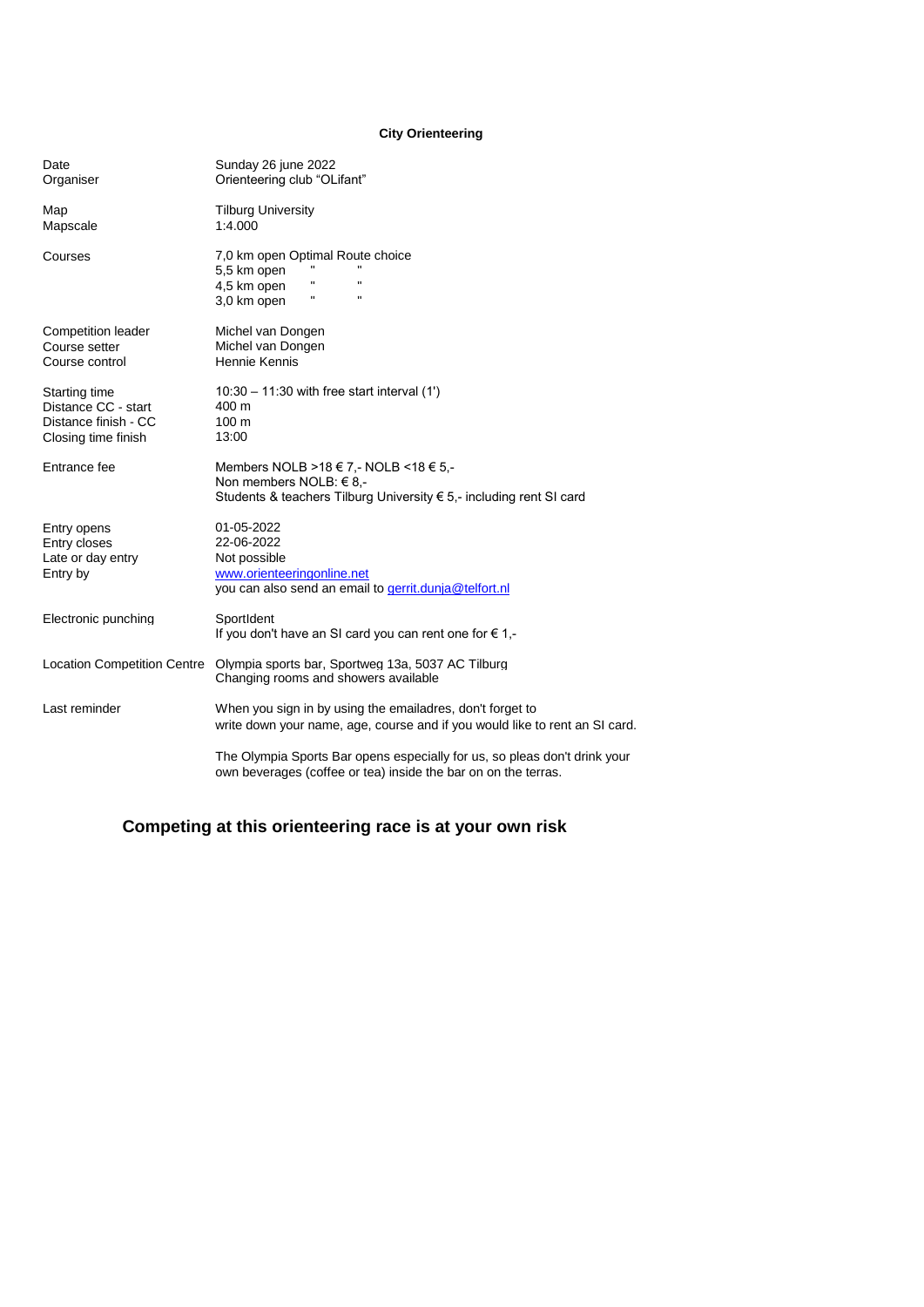**City Orienteering**

| | |
|---|---|
| Date | Sunday 26 june 2022 |
| Organiser | Orienteering club "OLifant" |
| Map | Tilburg University |
| Mapscale | 1:4.000 |
| Courses | 7,0 km open Optimal Route choice<br>5,5 km open " "<br>4,5 km open " "<br>3,0 km open " " |
| Competition leader | Michel van Dongen |
| Course setter | Michel van Dongen |
| Course control | Hennie Kennis |
| Starting time | 10:30 – 11:30 with free start interval (1') |
| Distance CC - start | 400 m |
| Distance finish - CC | 100 m |
| Closing time finish | 13:00 |
| Entrance fee | Members NOLB >18 € 7,- NOLB <18 € 5,-<br>Non members NOLB: € 8,-<br>Students & teachers Tilburg University € 5,- including rent SI card |
| Entry opens | 01-05-2022 |
| Entry closes | 22-06-2022 |
| Late or day entry | Not possible |
| Entry by | www.orienteeringonline.net<br>you can also send an email to gerrit.dunja@telfort.nl |
| Electronic punching | SportIdent<br>If you don't have an SI card you can rent one for € 1,- |
| Location Competition Centre | Olympia sports bar, Sportweg 13a, 5037 AC Tilburg<br>Changing rooms and showers available |
| Last reminder | When you sign in by using the emailadres, don't forget to write down your name, age, course and if you would like to rent an SI card.<br><br>The Olympia Sports Bar opens especially for us, so pleas don't drink your own beverages (coffee or tea) inside the bar on on the terras. |

**Competing at this orienteering race is at your own risk**